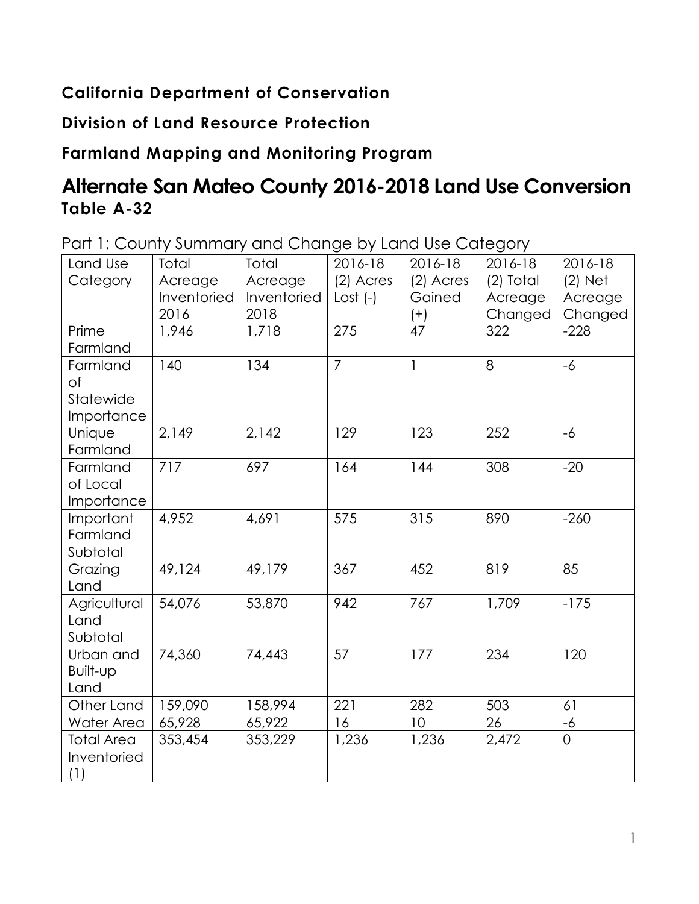**California Department of Conservation**

**Division of Land Resource Protection**

**Farmland Mapping and Monitoring Program**

# Alternate San Mateo County 2016-2018 Land Use Conversion

**Table A-32**

Part 1: County Summary and Change by Land Use Category

| Land Use Category | Total Acreage Inventoried 2016 | Total Acreage Inventoried 2018 | 2016-18 (2) Acres Lost (-) | 2016-18 (2) Acres Gained (+) | 2016-18 (2) Total Acreage Changed | 2016-18 (2) Net Acreage Changed |
|---|---|---|---|---|---|---|
| Prime Farmland | 1,946 | 1,718 | 275 | 47 | 322 | -228 |
| Farmland of Statewide Importance | 140 | 134 | 7 | 1 | 8 | -6 |
| Unique Farmland | 2,149 | 2,142 | 129 | 123 | 252 | -6 |
| Farmland of Local Importance | 717 | 697 | 164 | 144 | 308 | -20 |
| Important Farmland Subtotal | 4,952 | 4,691 | 575 | 315 | 890 | -260 |
| Grazing Land | 49,124 | 49,179 | 367 | 452 | 819 | 85 |
| Agricultural Land Subtotal | 54,076 | 53,870 | 942 | 767 | 1,709 | -175 |
| Urban and Built-up Land | 74,360 | 74,443 | 57 | 177 | 234 | 120 |
| Other Land | 159,090 | 158,994 | 221 | 282 | 503 | 61 |
| Water Area | 65,928 | 65,922 | 16 | 10 | 26 | -6 |
| Total Area Inventoried (1) | 353,454 | 353,229 | 1,236 | 1,236 | 2,472 | 0 |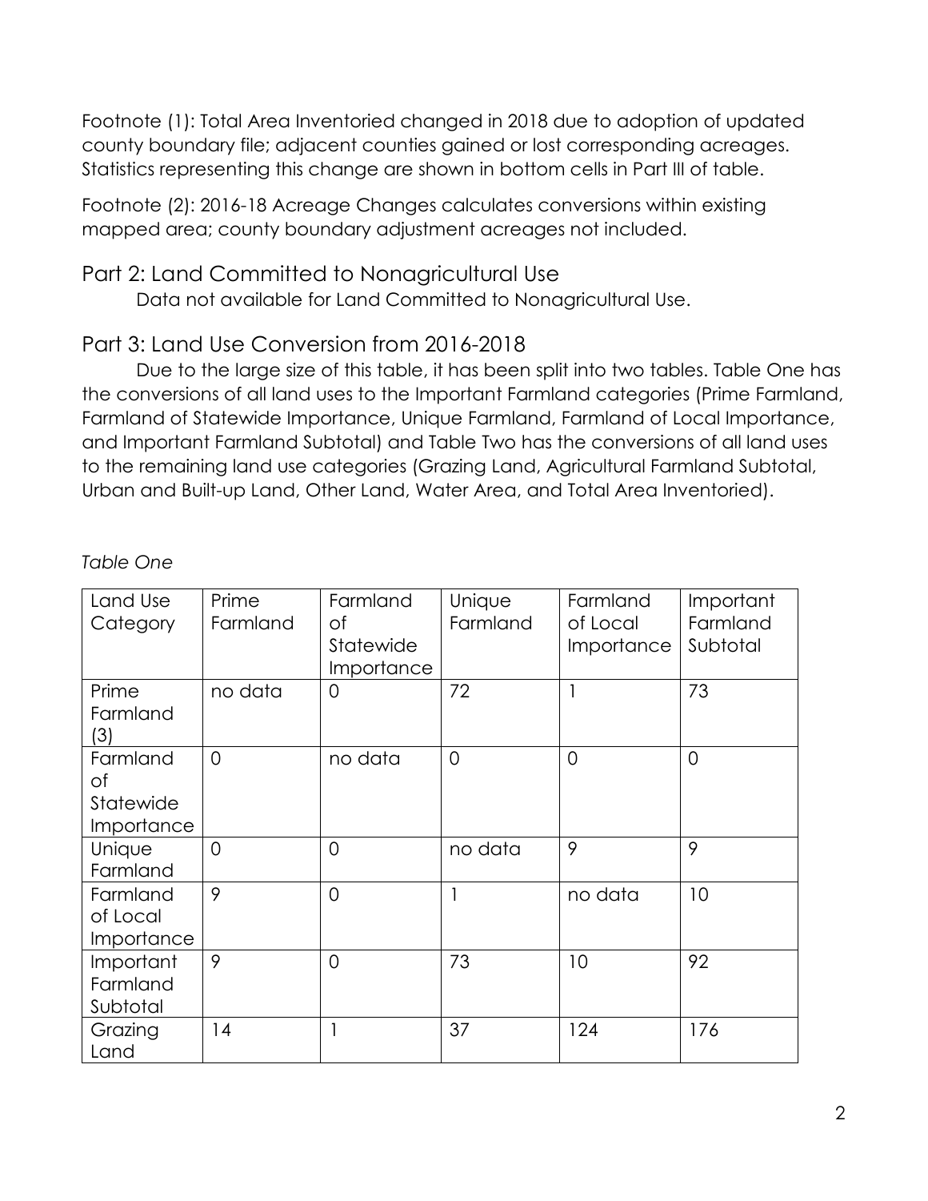Footnote (1): Total Area Inventoried changed in 2018 due to adoption of updated county boundary file; adjacent counties gained or lost corresponding acreages. Statistics representing this change are shown in bottom cells in Part III of table.

Footnote (2): 2016-18 Acreage Changes calculates conversions within existing mapped area; county boundary adjustment acreages not included.

## Part 2: Land Committed to Nonagricultural Use

Data not available for Land Committed to Nonagricultural Use.

## Part 3: Land Use Conversion from 2016-2018

Due to the large size of this table, it has been split into two tables. Table One has the conversions of all land uses to the Important Farmland categories (Prime Farmland, Farmland of Statewide Importance, Unique Farmland, Farmland of Local Importance, and Important Farmland Subtotal) and Table Two has the conversions of all land uses to the remaining land use categories (Grazing Land, Agricultural Farmland Subtotal, Urban and Built-up Land, Other Land, Water Area, and Total Area Inventoried).

*Table One*

| Land Use Category | Prime Farmland | Farmland of Statewide Importance | Unique Farmland | Farmland of Local Importance | Important Farmland Subtotal |
|---|---|---|---|---|---|
| Prime Farmland (3) | no data | 0 | 72 | 1 | 73 |
| Farmland of Statewide Importance | 0 | no data | 0 | 0 | 0 |
| Unique Farmland | 0 | 0 | no data | 9 | 9 |
| Farmland of Local Importance | 9 | 0 | 1 | no data | 10 |
| Important Farmland Subtotal | 9 | 0 | 73 | 10 | 92 |
| Grazing Land | 14 | 1 | 37 | 124 | 176 |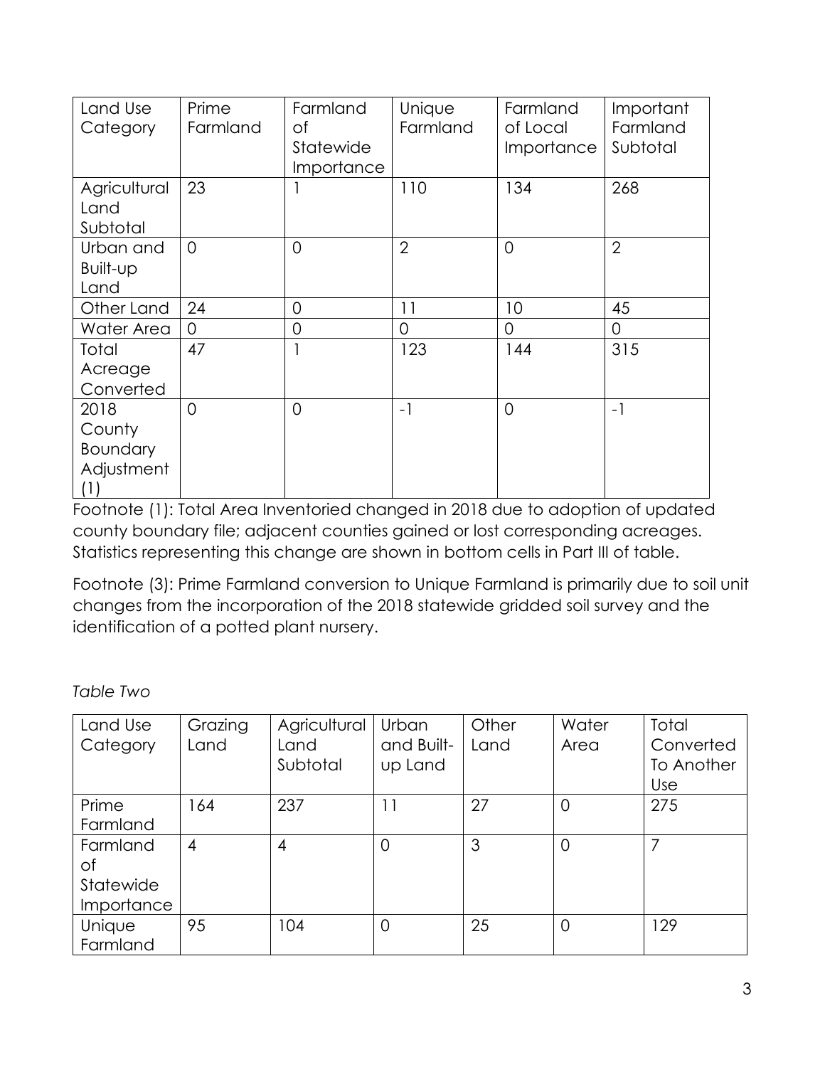| Land Use Category | Prime Farmland | Farmland of Statewide Importance | Unique Farmland | Farmland of Local Importance | Important Farmland Subtotal |
|---|---|---|---|---|---|
| Agricultural Land Subtotal | 23 | 1 | 110 | 134 | 268 |
| Urban and Built-up Land | 0 | 0 | 2 | 0 | 2 |
| Other Land | 24 | 0 | 11 | 10 | 45 |
| Water Area | 0 | 0 | 0 | 0 | 0 |
| Total Acreage Converted | 47 | 1 | 123 | 144 | 315 |
| 2018 County Boundary Adjustment (1) | 0 | 0 | -1 | 0 | -1 |

Footnote (1): Total Area Inventoried changed in 2018 due to adoption of updated county boundary file; adjacent counties gained or lost corresponding acreages. Statistics representing this change are shown in bottom cells in Part III of table.

Footnote (3): Prime Farmland conversion to Unique Farmland is primarily due to soil unit changes from the incorporation of the 2018 statewide gridded soil survey and the identification of a potted plant nursery.

*Table Two*

| Land Use Category | Grazing Land | Agricultural Land Subtotal | Urban and Built-up Land | Other Land | Water Area | Total Converted To Another Use |
|---|---|---|---|---|---|---|
| Prime Farmland | 164 | 237 | 11 | 27 | 0 | 275 |
| Farmland of Statewide Importance | 4 | 4 | 0 | 3 | 0 | 7 |
| Unique Farmland | 95 | 104 | 0 | 25 | 0 | 129 |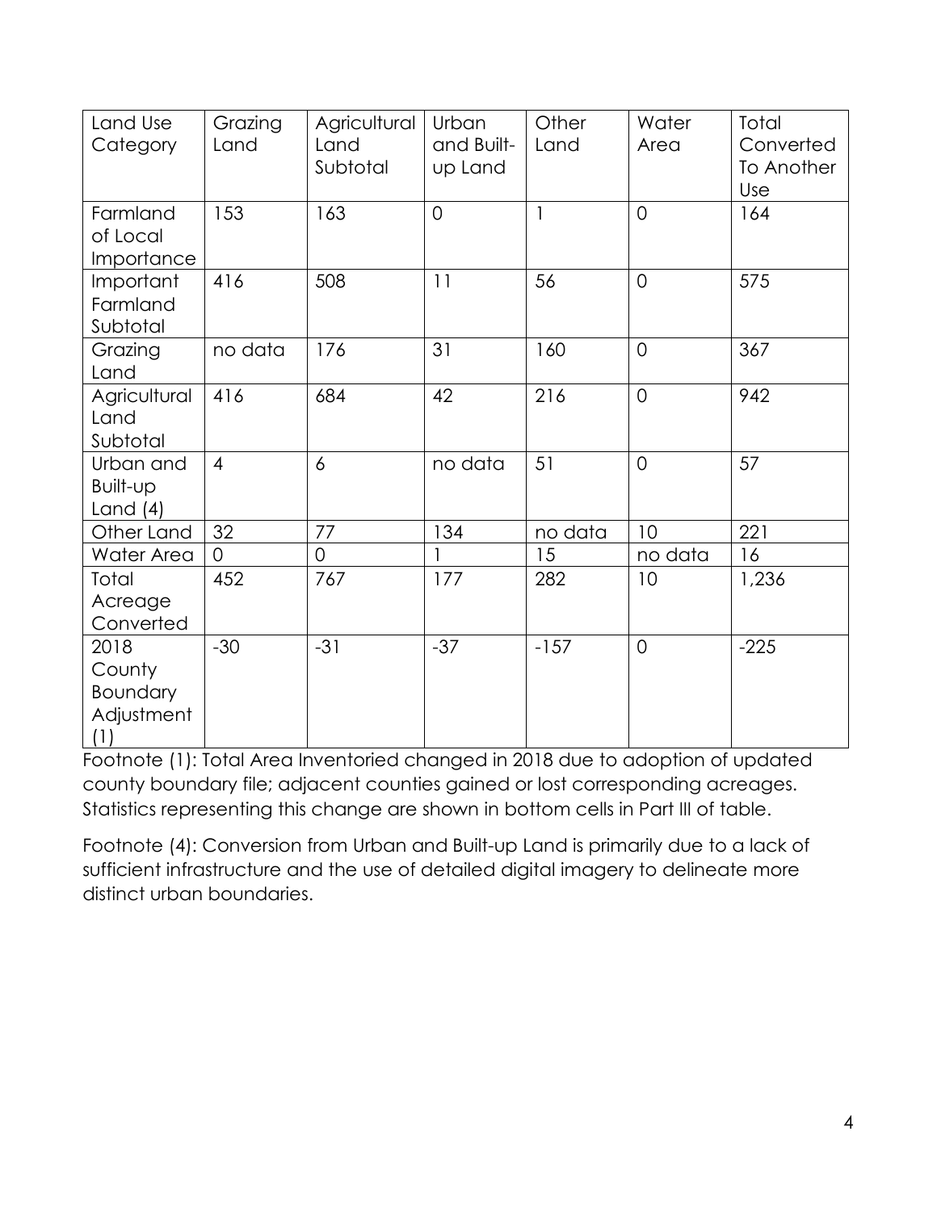| Land Use Category | Grazing Land | Agricultural Land Subtotal | Urban and Built-up Land | Other Land | Water Area | Total Converted To Another Use |
|---|---|---|---|---|---|---|
| Farmland of Local Importance | 153 | 163 | 0 | 1 | 0 | 164 |
| Important Farmland Subtotal | 416 | 508 | 11 | 56 | 0 | 575 |
| Grazing Land | no data | 176 | 31 | 160 | 0 | 367 |
| Agricultural Land Subtotal | 416 | 684 | 42 | 216 | 0 | 942 |
| Urban and Built-up Land (4) | 4 | 6 | no data | 51 | 0 | 57 |
| Other Land | 32 | 77 | 134 | no data | 10 | 221 |
| Water Area | 0 | 0 | 1 | 15 | no data | 16 |
| Total Acreage Converted | 452 | 767 | 177 | 282 | 10 | 1,236 |
| 2018 County Boundary Adjustment (1) | -30 | -31 | -37 | -157 | 0 | -225 |

Footnote (1): Total Area Inventoried changed in 2018 due to adoption of updated county boundary file; adjacent counties gained or lost corresponding acreages. Statistics representing this change are shown in bottom cells in Part III of table.

Footnote (4): Conversion from Urban and Built-up Land is primarily due to a lack of sufficient infrastructure and the use of detailed digital imagery to delineate more distinct urban boundaries.